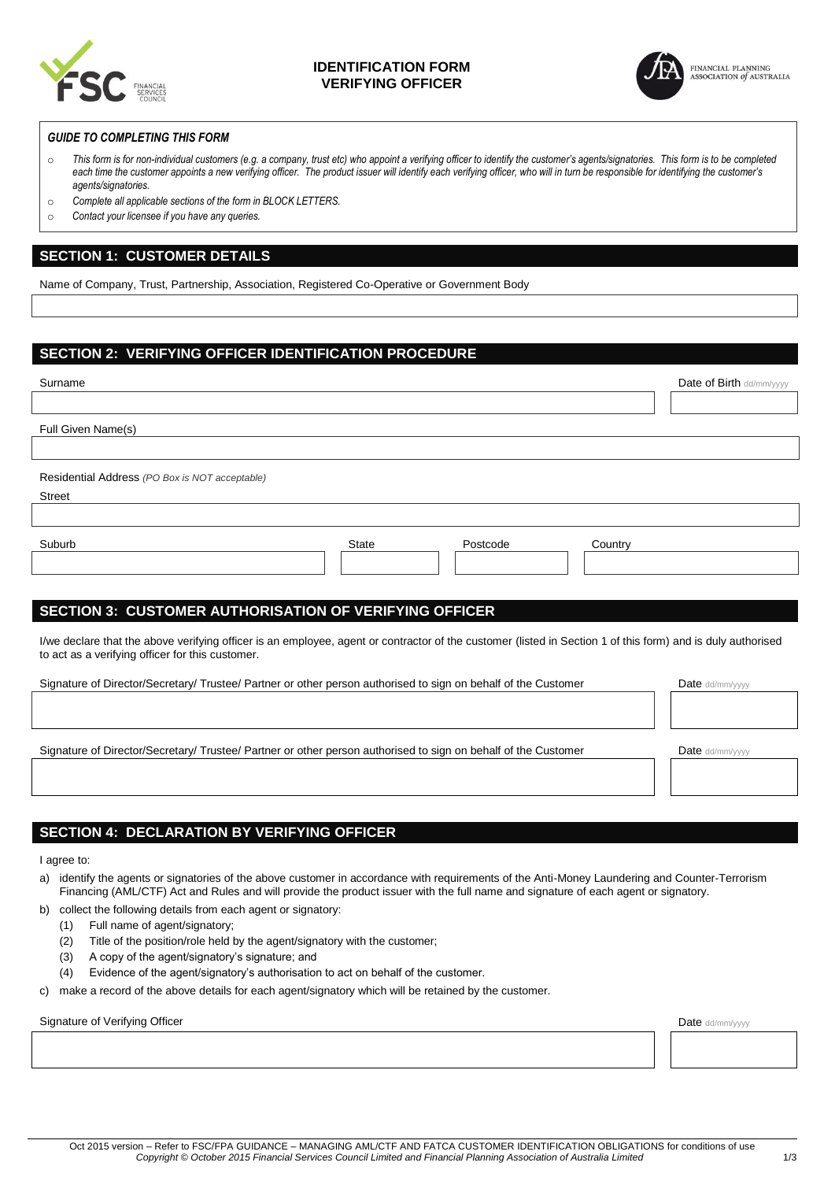# IDENTIFICATION FORM
# VERIFYING OFFICER

FINANCIAL PLANNING ASSOCIATION *of* AUSTRALIA

***GUIDE TO COMPLETING THIS FORM***

- *This form is for non-individual customers (e.g. a company, trust etc) who appoint a verifying officer to identify the customer's agents/signatories. This form is to be completed each time the customer appoints a new verifying officer. The product issuer will identify each verifying officer, who will in turn be responsible for identifying the customer's agents/signatories.*
- *Complete all applicable sections of the form in BLOCK LETTERS.*
- *Contact your licensee if you have any queries.*

## SECTION 1: CUSTOMER DETAILS

Name of Company, Trust, Partnership, Association, Registered Co-Operative or Government Body

## SECTION 2: VERIFYING OFFICER IDENTIFICATION PROCEDURE

Surname | Date of Birth dd/mm/yyyy

Full Given Name(s)

Residential Address *(PO Box is NOT acceptable)*

Street

| Suburb | State | Postcode | Country |
|---|---|---|---|
| | | | |

## SECTION 3: CUSTOMER AUTHORISATION OF VERIFYING OFFICER

I/we declare that the above verifying officer is an employee, agent or contractor of the customer (listed in Section 1 of this form) and is duly authorised to act as a verifying officer for this customer.

| Signature of Director/Secretary/ Trustee/ Partner or other person authorised to sign on behalf of the Customer | Date dd/mm/yyyy |
|---|---|
| | |

| Signature of Director/Secretary/ Trustee/ Partner or other person authorised to sign on behalf of the Customer | Date dd/mm/yyyy |
|---|---|
| | |

## SECTION 4: DECLARATION BY VERIFYING OFFICER

I agree to:

a) identify the agents or signatories of the above customer in accordance with requirements of the Anti-Money Laundering and Counter-Terrorism Financing (AML/CTF) Act and Rules and will provide the product issuer with the full name and signature of each agent or signatory.

b) collect the following details from each agent or signatory:
   1. Full name of agent/signatory;
   2. Title of the position/role held by the agent/signatory with the customer;
   3. A copy of the agent/signatory's signature; and
   4. Evidence of the agent/signatory's authorisation to act on behalf of the customer.

c) make a record of the above details for each agent/signatory which will be retained by the customer.

| Signature of Verifying Officer | Date dd/mm/yyyy |
|---|---|
| | |

Oct 2015 version – Refer to FSC/FPA GUIDANCE – MANAGING AML/CTF AND FATCA CUSTOMER IDENTIFICATION OBLIGATIONS for conditions of use
*Copyright © October 2015 Financial Services Council Limited and Financial Planning Association of Australia Limited*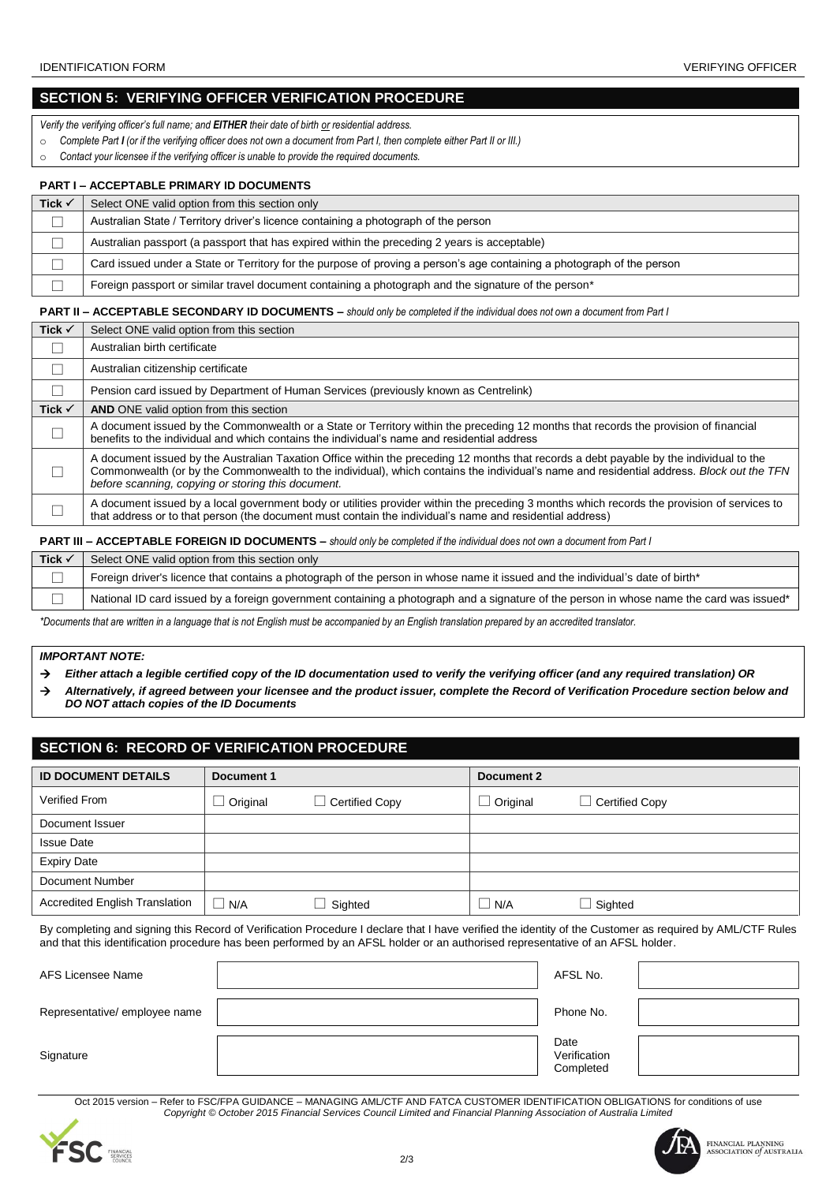## SECTION 5: VERIFYING OFFICER VERIFICATION PROCEDURE

*Verify the verifying officer's full name; and **EITHER** their date of birth or residential address.*

- *Complete Part **I** (or if the verifying officer does not own a document from Part I, then complete either Part II or III.)*
- *Contact your licensee if the verifying officer is unable to provide the required documents.*

### PART I – ACCEPTABLE PRIMARY ID DOCUMENTS

| Tick ✓ | Select ONE valid option from this section only |
|---|---|
| ☐ | Australian State / Territory driver's licence containing a photograph of the person |
| ☐ | Australian passport (a passport that has expired within the preceding 2 years is acceptable) |
| ☐ | Card issued under a State or Territory for the purpose of proving a person's age containing a photograph of the person |
| ☐ | Foreign passport or similar travel document containing a photograph and the signature of the person* |

### PART II – ACCEPTABLE SECONDARY ID DOCUMENTS – *should only be completed if the individual does not own a document from Part I*

| Tick ✓ | Select ONE valid option from this section |
|---|---|
| ☐ | Australian birth certificate |
| ☐ | Australian citizenship certificate |
| ☐ | Pension card issued by Department of Human Services (previously known as Centrelink) |
| **Tick ✓** | **AND** ONE valid option from this section |
| ☐ | A document issued by the Commonwealth or a State or Territory within the preceding 12 months that records the provision of financial benefits to the individual and which contains the individual's name and residential address |
| ☐ | A document issued by the Australian Taxation Office within the preceding 12 months that records a debt payable by the individual to the Commonwealth (or by the Commonwealth to the individual), which contains the individual's name and residential address. *Block out the TFN before scanning, copying or storing this document.* |
| ☐ | A document issued by a local government body or utilities provider within the preceding 3 months which records the provision of services to that address or to that person (the document must contain the individual's name and residential address) |

### PART III – ACCEPTABLE FOREIGN ID DOCUMENTS – *should only be completed if the individual does not own a document from Part I*

| Tick ✓ | Select ONE valid option from this section only |
|---|---|
| ☐ | Foreign driver's licence that contains a photograph of the person in whose name it issued and the individual's date of birth* |
| ☐ | National ID card issued by a foreign government containing a photograph and a signature of the person in whose name the card was issued* |

*\*Documents that are written in a language that is not English must be accompanied by an English translation prepared by an accredited translator.*

***IMPORTANT NOTE:***

- → ***Either attach a legible certified copy of the ID documentation used to verify the verifying officer (and any required translation) OR***
- → ***Alternatively, if agreed between your licensee and the product issuer, complete the Record of Verification Procedure section below and DO NOT attach copies of the ID Documents***

## SECTION 6: RECORD OF VERIFICATION PROCEDURE

| ID DOCUMENT DETAILS | Document 1 | | Document 2 | |
|---|---|---|---|---|
| Verified From | ☐ Original | ☐ Certified Copy | ☐ Original | ☐ Certified Copy |
| Document Issuer | | | | |
| Issue Date | | | | |
| Expiry Date | | | | |
| Document Number | | | | |
| Accredited English Translation | ☐ N/A | ☐ Sighted | ☐ N/A | ☐ Sighted |

By completing and signing this Record of Verification Procedure I declare that I have verified the identity of the Customer as required by AML/CTF Rules and that this identification procedure has been performed by an AFSL holder or an authorised representative of an AFSL holder.

| | | | |
|---|---|---|---|
| AFS Licensee Name | | AFSL No. | |
| Representative/ employee name | | Phone No. | |
| Signature | | Date Verification Completed | |

Oct 2015 version – Refer to FSC/FPA GUIDANCE – MANAGING AML/CTF AND FATCA CUSTOMER IDENTIFICATION OBLIGATIONS for conditions of use
*Copyright © October 2015 Financial Services Council Limited and Financial Planning Association of Australia Limited*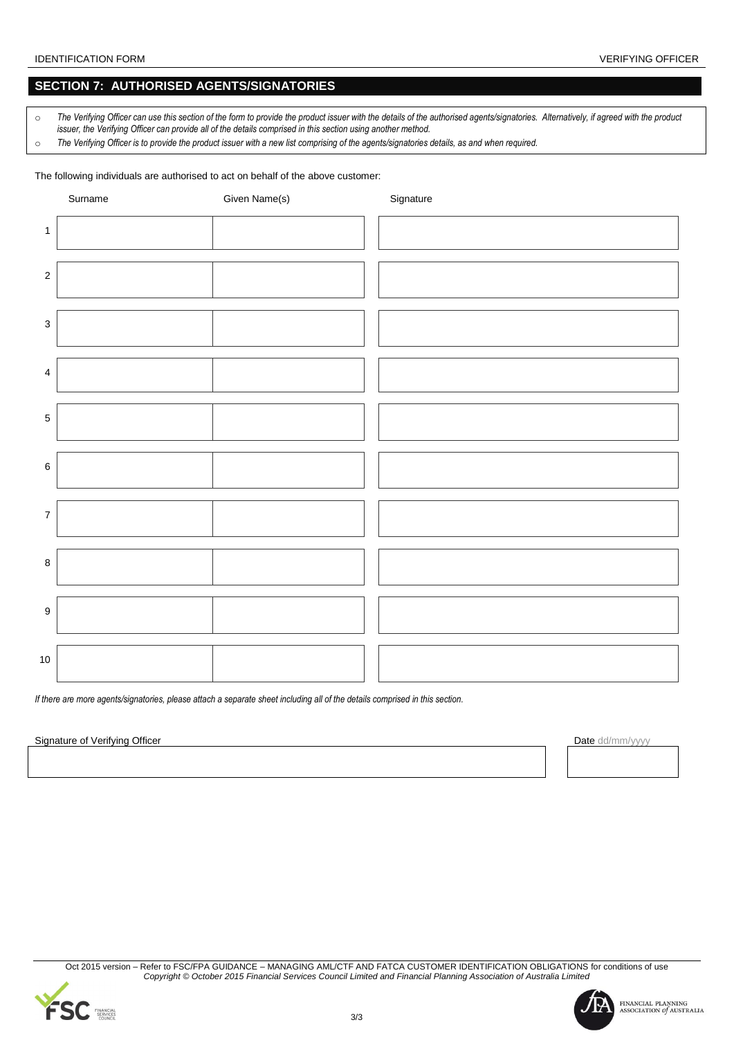## SECTION 7: AUTHORISED AGENTS/SIGNATORIES

- *The Verifying Officer can use this section of the form to provide the product issuer with the details of the authorised agents/signatories. Alternatively, if agreed with the product issuer, the Verifying Officer can provide all of the details comprised in this section using another method.*
- *The Verifying Officer is to provide the product issuer with a new list comprising of the agents/signatories details, as and when required.*

The following individuals are authorised to act on behalf of the above customer:

| | Surname | Given Name(s) | Signature |
|---|---|---|---|
| 1 | | | |
| 2 | | | |
| 3 | | | |
| 4 | | | |
| 5 | | | |
| 6 | | | |
| 7 | | | |
| 8 | | | |
| 9 | | | |
| 10 | | | |

*If there are more agents/signatories, please attach a separate sheet including all of the details comprised in this section.*

| Signature of Verifying Officer | Date dd/mm/yyyy |
|---|---|
| | |

Oct 2015 version – Refer to FSC/FPA GUIDANCE – MANAGING AML/CTF AND FATCA CUSTOMER IDENTIFICATION OBLIGATIONS for conditions of use
*Copyright © October 2015 Financial Services Council Limited and Financial Planning Association of Australia Limited*